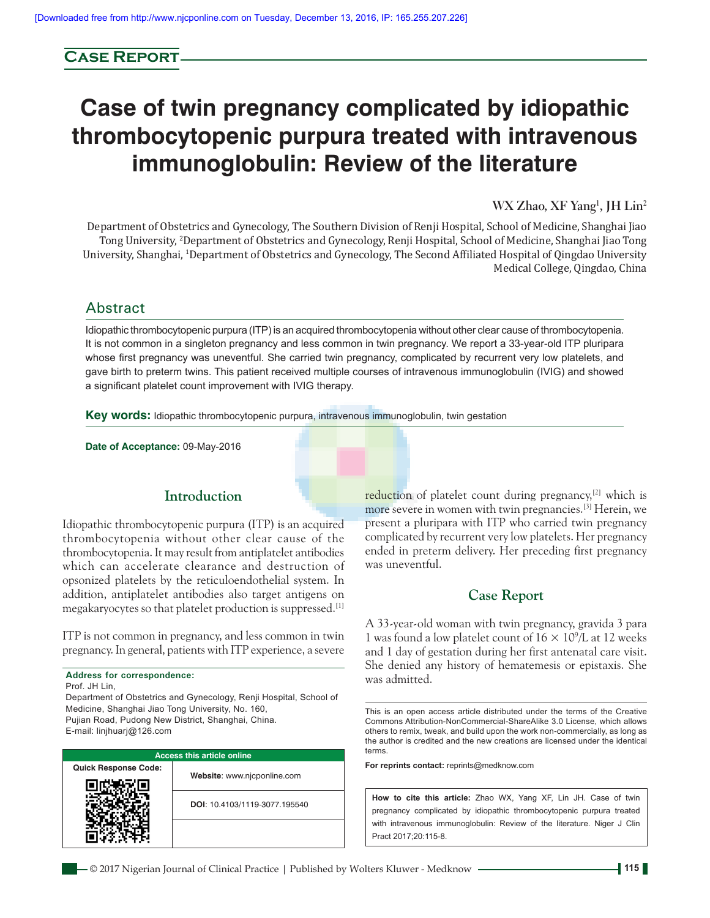Case Report

# Case of twin pregnancy complicated by idiopathic thrombocytopenic purpura treated with intravenous immunoglobulin: Review of the literature

**WX Zhao, XF Yang[1], JH Lin[2]**

Department of Obstetrics and Gynecology, The Southern Division of Renji Hospital, School of Medicine, Shanghai Jiao Tong University, [2]Department of Obstetrics and Gynecology, Renji Hospital, School of Medicine, Shanghai Jiao Tong University, Shanghai, [1]Department of Obstetrics and Gynecology, The Second Affiliated Hospital of Qingdao University Medical College, Qingdao, China

## Abstract

Idiopathic thrombocytopenic purpura (ITP) is an acquired thrombocytopenia without other clear cause of thrombocytopenia. It is not common in a singleton pregnancy and less common in twin pregnancy. We report a 33-year-old ITP pluripara whose first pregnancy was uneventful. She carried twin pregnancy, complicated by recurrent very low platelets, and gave birth to preterm twins. This patient received multiple courses of intravenous immunoglobulin (IVIG) and showed a significant platelet count improvement with IVIG therapy.

**Key words:** Idiopathic thrombocytopenic purpura, intravenous immunoglobulin, twin gestation

**Date of Acceptance:** 09-May-2016

## Introduction

Idiopathic thrombocytopenic purpura (ITP) is an acquired thrombocytopenia without other clear cause of the thrombocytopenia. It may result from antiplatelet antibodies which can accelerate clearance and destruction of opsonized platelets by the reticuloendothelial system. In addition, antiplatelet antibodies also target antigens on megakaryocytes so that platelet production is suppressed.[1]

ITP is not common in pregnancy, and less common in twin pregnancy. In general, patients with ITP experience, a severe reduction of platelet count during pregnancy,[2] which is more severe in women with twin pregnancies.[3] Herein, we present a pluripara with ITP who carried twin pregnancy complicated by recurrent very low platelets. Her pregnancy ended in preterm delivery. Her preceding first pregnancy was uneventful.

## Case Report

A 33-year-old woman with twin pregnancy, gravida 3 para 1 was found a low platelet count of $16 \times 10^9$/L at 12 weeks and 1 day of gestation during her first antenatal care visit. She denied any history of hematemesis or epistaxis. She was admitted.

**Address for correspondence:**
Prof. JH Lin,
Department of Obstetrics and Gynecology, Renji Hospital, School of Medicine, Shanghai Jiao Tong University, No. 160, Pujian Road, Pudong New District, Shanghai, China.
E-mail: linjhuarj@126.com

| Access this article online | |
|---|---|
| Quick Response Code: | Website: www.njcponline.com |
| | DOI: 10.4103/1119-3077.195540 |

This is an open access article distributed under the terms of the Creative Commons Attribution-NonCommercial-ShareAlike 3.0 License, which allows others to remix, tweak, and build upon the work non-commercially, as long as the author is credited and the new creations are licensed under the identical terms.

**For reprints contact:** reprints@medknow.com

**How to cite this article:** Zhao WX, Yang XF, Lin JH. Case of twin pregnancy complicated by idiopathic thrombocytopenic purpura treated with intravenous immunoglobulin: Review of the literature. Niger J Clin Pract 2017;20:115-8.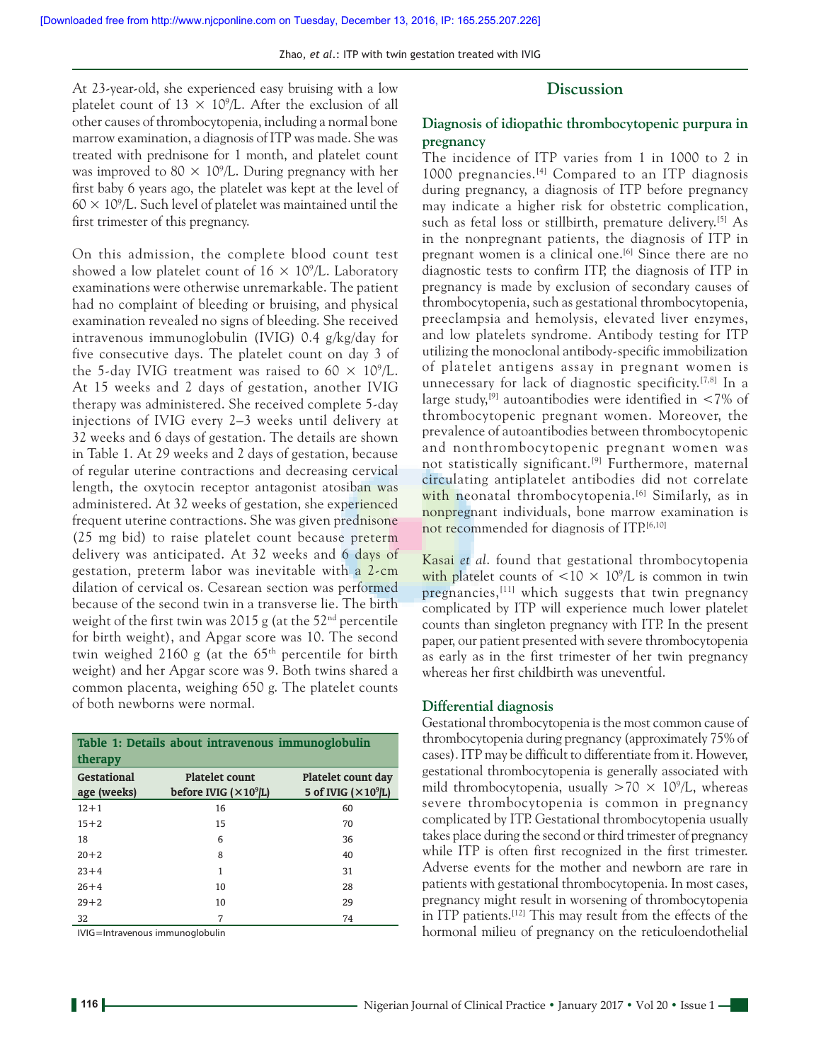At 23-year-old, she experienced easy bruising with a low platelet count of $13 \times 10^9$/L. After the exclusion of all other causes of thrombocytopenia, including a normal bone marrow examination, a diagnosis of ITP was made. She was treated with prednisone for 1 month, and platelet count was improved to $80 \times 10^9$/L. During pregnancy with her first baby 6 years ago, the platelet was kept at the level of $60 \times 10^9$/L. Such level of platelet was maintained until the first trimester of this pregnancy.

On this admission, the complete blood count test showed a low platelet count of $16 \times 10^9$/L. Laboratory examinations were otherwise unremarkable. The patient had no complaint of bleeding or bruising, and physical examination revealed no signs of bleeding. She received intravenous immunoglobulin (IVIG) 0.4 g/kg/day for five consecutive days. The platelet count on day 3 of the 5-day IVIG treatment was raised to $60 \times 10^9$/L. At 15 weeks and 2 days of gestation, another IVIG therapy was administered. She received complete 5-day injections of IVIG every 2–3 weeks until delivery at 32 weeks and 6 days of gestation. The details are shown in Table 1. At 29 weeks and 2 days of gestation, because of regular uterine contractions and decreasing cervical length, the oxytocin receptor antagonist atosiban was administered. At 32 weeks of gestation, she experienced frequent uterine contractions. She was given prednisone (25 mg bid) to raise platelet count because preterm delivery was anticipated. At 32 weeks and 6 days of gestation, preterm labor was inevitable with a 2-cm dilation of cervical os. Cesarean section was performed because of the second twin in a transverse lie. The birth weight of the first twin was 2015 g (at the 52nd percentile for birth weight), and Apgar score was 10. The second twin weighed 2160 g (at the 65th percentile for birth weight) and her Apgar score was 9. Both twins shared a common placenta, weighing 650 g. The platelet counts of both newborns were normal.

**Table 1: Details about intravenous immunoglobulin therapy**

| Gestational age (weeks) | Platelet count before IVIG ($\times 10^9$/L) | Platelet count day 5 of IVIG ($\times 10^9$/L) |
|---|---|---|
| 12+1 | 16 | 60 |
| 15+2 | 15 | 70 |
| 18 | 6 | 36 |
| 20+2 | 8 | 40 |
| 23+4 | 1 | 31 |
| 26+4 | 10 | 28 |
| 29+2 | 10 | 29 |
| 32 | 7 | 74 |

IVIG=Intravenous immunoglobulin

## Discussion

### Diagnosis of idiopathic thrombocytopenic purpura in pregnancy

The incidence of ITP varies from 1 in 1000 to 2 in 1000 pregnancies.[4] Compared to an ITP diagnosis during pregnancy, a diagnosis of ITP before pregnancy may indicate a higher risk for obstetric complication, such as fetal loss or stillbirth, premature delivery.[5] As in the nonpregnant patients, the diagnosis of ITP in pregnant women is a clinical one.[6] Since there are no diagnostic tests to confirm ITP, the diagnosis of ITP in pregnancy is made by exclusion of secondary causes of thrombocytopenia, such as gestational thrombocytopenia, preeclampsia and hemolysis, elevated liver enzymes, and low platelets syndrome. Antibody testing for ITP utilizing the monoclonal antibody-specific immobilization of platelet antigens assay in pregnant women is unnecessary for lack of diagnostic specificity.[7,8] In a large study,[9] autoantibodies were identified in <7% of thrombocytopenic pregnant women. Moreover, the prevalence of autoantibodies between thrombocytopenic and nonthrombocytopenic pregnant women was not statistically significant.[9] Furthermore, maternal circulating antiplatelet antibodies did not correlate with neonatal thrombocytopenia.[6] Similarly, as in nonpregnant individuals, bone marrow examination is not recommended for diagnosis of ITP.[6,10]

Kasai *et al*. found that gestational thrombocytopenia with platelet counts of $<10 \times 10^9$/L is common in twin pregnancies,[11] which suggests that twin pregnancy complicated by ITP will experience much lower platelet counts than singleton pregnancy with ITP. In the present paper, our patient presented with severe thrombocytopenia as early as in the first trimester of her twin pregnancy whereas her first childbirth was uneventful.

### Differential diagnosis

Gestational thrombocytopenia is the most common cause of thrombocytopenia during pregnancy (approximately 75% of cases). ITP may be difficult to differentiate from it. However, gestational thrombocytopenia is generally associated with mild thrombocytopenia, usually $>70 \times 10^9$/L, whereas severe thrombocytopenia is common in pregnancy complicated by ITP. Gestational thrombocytopenia usually takes place during the second or third trimester of pregnancy while ITP is often first recognized in the first trimester. Adverse events for the mother and newborn are rare in patients with gestational thrombocytopenia. In most cases, pregnancy might result in worsening of thrombocytopenia in ITP patients.[12] This may result from the effects of the hormonal milieu of pregnancy on the reticuloendothelial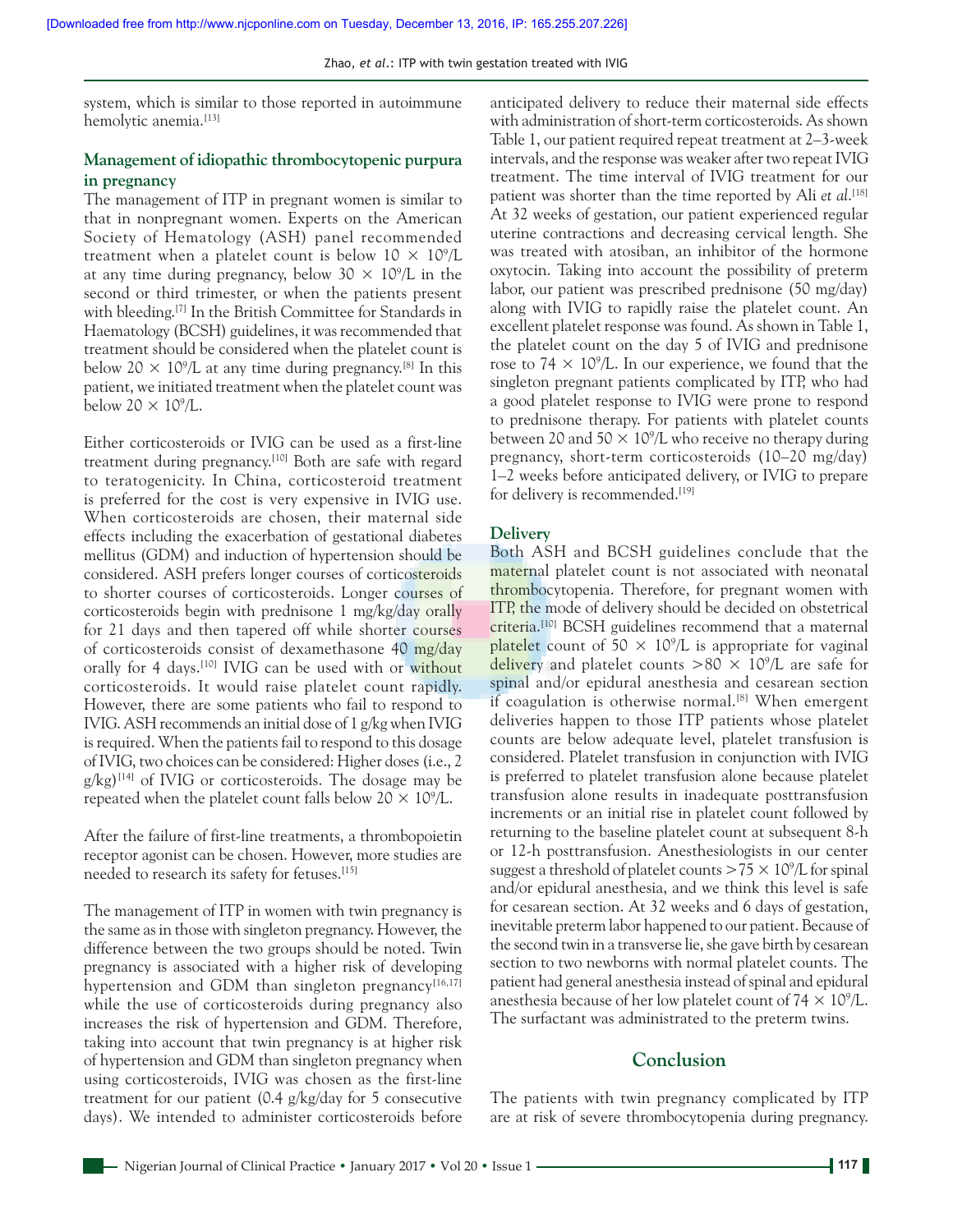system, which is similar to those reported in autoimmune hemolytic anemia.[13]

### Management of idiopathic thrombocytopenic purpura in pregnancy

The management of ITP in pregnant women is similar to that in nonpregnant women. Experts on the American Society of Hematology (ASH) panel recommended treatment when a platelet count is below $10 \times 10^9$/L at any time during pregnancy, below $30 \times 10^9$/L in the second or third trimester, or when the patients present with bleeding.[7] In the British Committee for Standards in Haematology (BCSH) guidelines, it was recommended that treatment should be considered when the platelet count is below $20 \times 10^9$/L at any time during pregnancy.[8] In this patient, we initiated treatment when the platelet count was below $20 \times 10^9$/L.

Either corticosteroids or IVIG can be used as a first-line treatment during pregnancy.[10] Both are safe with regard to teratogenicity. In China, corticosteroid treatment is preferred for the cost is very expensive in IVIG use. When corticosteroids are chosen, their maternal side effects including the exacerbation of gestational diabetes mellitus (GDM) and induction of hypertension should be considered. ASH prefers longer courses of corticosteroids to shorter courses of corticosteroids. Longer courses of corticosteroids begin with prednisone 1 mg/kg/day orally for 21 days and then tapered off while shorter courses of corticosteroids consist of dexamethasone 40 mg/day orally for 4 days.[10] IVIG can be used with or without corticosteroids. It would raise platelet count rapidly. However, there are some patients who fail to respond to IVIG. ASH recommends an initial dose of 1 g/kg when IVIG is required. When the patients fail to respond to this dosage of IVIG, two choices can be considered: Higher doses (i.e., 2 g/kg)[14] of IVIG or corticosteroids. The dosage may be repeated when the platelet count falls below $20 \times 10^9$/L.

After the failure of first-line treatments, a thrombopoietin receptor agonist can be chosen. However, more studies are needed to research its safety for fetuses.[15]

The management of ITP in women with twin pregnancy is the same as in those with singleton pregnancy. However, the difference between the two groups should be noted. Twin pregnancy is associated with a higher risk of developing hypertension and GDM than singleton pregnancy[16,17] while the use of corticosteroids during pregnancy also increases the risk of hypertension and GDM. Therefore, taking into account that twin pregnancy is at higher risk of hypertension and GDM than singleton pregnancy when using corticosteroids, IVIG was chosen as the first-line treatment for our patient (0.4 g/kg/day for 5 consecutive days). We intended to administer corticosteroids before anticipated delivery to reduce their maternal side effects with administration of short-term corticosteroids. As shown Table 1, our patient required repeat treatment at 2–3-week intervals, and the response was weaker after two repeat IVIG treatment. The time interval of IVIG treatment for our patient was shorter than the time reported by Ali *et al*.[18] At 32 weeks of gestation, our patient experienced regular uterine contractions and decreasing cervical length. She was treated with atosiban, an inhibitor of the hormone oxytocin. Taking into account the possibility of preterm labor, our patient was prescribed prednisone (50 mg/day) along with IVIG to rapidly raise the platelet count. An excellent platelet response was found. As shown in Table 1, the platelet count on the day 5 of IVIG and prednisone rose to $74 \times 10^9$/L. In our experience, we found that the singleton pregnant patients complicated by ITP, who had a good platelet response to IVIG were prone to respond to prednisone therapy. For patients with platelet counts between 20 and $50 \times 10^9$/L who receive no therapy during pregnancy, short-term corticosteroids (10–20 mg/day) 1–2 weeks before anticipated delivery, or IVIG to prepare for delivery is recommended.[19]

### Delivery

Both ASH and BCSH guidelines conclude that the maternal platelet count is not associated with neonatal thrombocytopenia. Therefore, for pregnant women with ITP, the mode of delivery should be decided on obstetrical criteria.[10] BCSH guidelines recommend that a maternal platelet count of $50 \times 10^9$/L is appropriate for vaginal delivery and platelet counts $>80 \times 10^9$/L are safe for spinal and/or epidural anesthesia and cesarean section if coagulation is otherwise normal.[8] When emergent deliveries happen to those ITP patients whose platelet counts are below adequate level, platelet transfusion is considered. Platelet transfusion in conjunction with IVIG is preferred to platelet transfusion alone because platelet transfusion alone results in inadequate posttransfusion increments or an initial rise in platelet count followed by returning to the baseline platelet count at subsequent 8-h or 12-h posttransfusion. Anesthesiologists in our center suggest a threshold of platelet counts $>75 \times 10^9$/L for spinal and/or epidural anesthesia, and we think this level is safe for cesarean section. At 32 weeks and 6 days of gestation, inevitable preterm labor happened to our patient. Because of the second twin in a transverse lie, she gave birth by cesarean section to two newborns with normal platelet counts. The patient had general anesthesia instead of spinal and epidural anesthesia because of her low platelet count of $74 \times 10^9$/L. The surfactant was administrated to the preterm twins.

## Conclusion

The patients with twin pregnancy complicated by ITP are at risk of severe thrombocytopenia during pregnancy.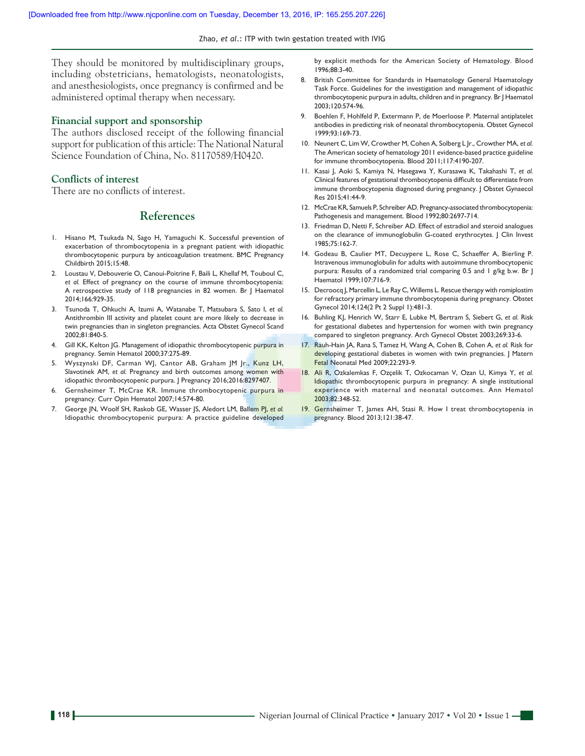They should be monitored by multidisciplinary groups, including obstetricians, hematologists, neonatologists, and anesthesiologists, once pregnancy is confirmed and be administered optimal therapy when necessary.

## Financial support and sponsorship

The authors disclosed receipt of the following financial support for publication of this article: The National Natural Science Foundation of China, No. 81170589/H0420.

## Conflicts of interest

There are no conflicts of interest.

## References

1. Hisano M, Tsukada N, Sago H, Yamaguchi K. Successful prevention of exacerbation of thrombocytopenia in a pregnant patient with idiopathic thrombocytopenic purpura by anticoagulation treatment. BMC Pregnancy Childbirth 2015;15:48.
2. Loustau V, Debouverie O, Canoui-Poitrine F, Baili L, Khellaf M, Touboul C, *et al.* Effect of pregnancy on the course of immune thrombocytopenia: A retrospective study of 118 pregnancies in 82 women. Br J Haematol 2014;166:929-35.
3. Tsunoda T, Ohkuchi A, Izumi A, Watanabe T, Matsubara S, Sato I, *et al.* Antithrombin III activity and platelet count are more likely to decrease in twin pregnancies than in singleton pregnancies. Acta Obstet Gynecol Scand 2002;81:840-5.
4. Gill KK, Kelton JG. Management of idiopathic thrombocytopenic purpura in pregnancy. Semin Hematol 2000;37:275-89.
5. Wyszynski DF, Carman WJ, Cantor AB, Graham JM Jr., Kunz LH, Slavotinek AM, *et al.* Pregnancy and birth outcomes among women with idiopathic thrombocytopenic purpura. J Pregnancy 2016;2016:8297407.
6. Gernsheimer T, McCrae KR. Immune thrombocytopenic purpura in pregnancy. Curr Opin Hematol 2007;14:574-80.
7. George JN, Woolf SH, Raskob GE, Wasser JS, Aledort LM, Ballem PJ, *et al.* Idiopathic thrombocytopenic purpura: A practice guideline developed by explicit methods for the American Society of Hematology. Blood 1996;88:3-40.
8. British Committee for Standards in Haematology General Haematology Task Force. Guidelines for the investigation and management of idiopathic thrombocytopenic purpura in adults, children and in pregnancy. Br J Haematol 2003;120:574-96.
9. Boehlen F, Hohlfeld P, Extermann P, de Moerloose P. Maternal antiplatelet antibodies in predicting risk of neonatal thrombocytopenia. Obstet Gynecol 1999;93:169-73.
10. Neunert C, Lim W, Crowther M, Cohen A, Solberg L Jr., Crowther MA, *et al.* The American society of hematology 2011 evidence-based practice guideline for immune thrombocytopenia. Blood 2011;117:4190-207.
11. Kasai J, Aoki S, Kamiya N, Hasegawa Y, Kurasawa K, Takahashi T, *et al.* Clinical features of gestational thrombocytopenia difficult to differentiate from immune thrombocytopenia diagnosed during pregnancy. J Obstet Gynaecol Res 2015;41:44-9.
12. McCrae KR, Samuels P, Schreiber AD. Pregnancy-associated thrombocytopenia: Pathogenesis and management. Blood 1992;80:2697-714.
13. Friedman D, Netti F, Schreiber AD. Effect of estradiol and steroid analogues on the clearance of immunoglobulin G-coated erythrocytes. J Clin Invest 1985;75:162-7.
14. Godeau B, Caulier MT, Decuypere L, Rose C, Schaeffer A, Bierling P. Intravenous immunoglobulin for adults with autoimmune thrombocytopenic purpura: Results of a randomized trial comparing 0.5 and 1 g/kg b.w. Br J Haematol 1999;107:716-9.
15. Decroocq J, Marcellin L, Le Ray C, Willems L. Rescue therapy with romiplostim for refractory primary immune thrombocytopenia during pregnancy. Obstet Gynecol 2014;124(2 Pt 2 Suppl 1):481-3.
16. Buhling KJ, Henrich W, Starr E, Lubke M, Bertram S, Siebert G, *et al.* Risk for gestational diabetes and hypertension for women with twin pregnancy compared to singleton pregnancy. Arch Gynecol Obstet 2003;269:33-6.
17. Rauh-Hain JA, Rana S, Tamez H, Wang A, Cohen B, Cohen A, *et al.* Risk for developing gestational diabetes in women with twin pregnancies. J Matern Fetal Neonatal Med 2009;22:293-9.
18. Ali R, Ozkalemkas F, Ozçelik T, Ozkocaman V, Ozan U, Kimya Y, *et al.* Idiopathic thrombocytopenic purpura in pregnancy: A single institutional experience with maternal and neonatal outcomes. Ann Hematol 2003;82:348-52.
19. Gernsheimer T, James AH, Stasi R. How I treat thrombocytopenia in pregnancy. Blood 2013;121:38-47.